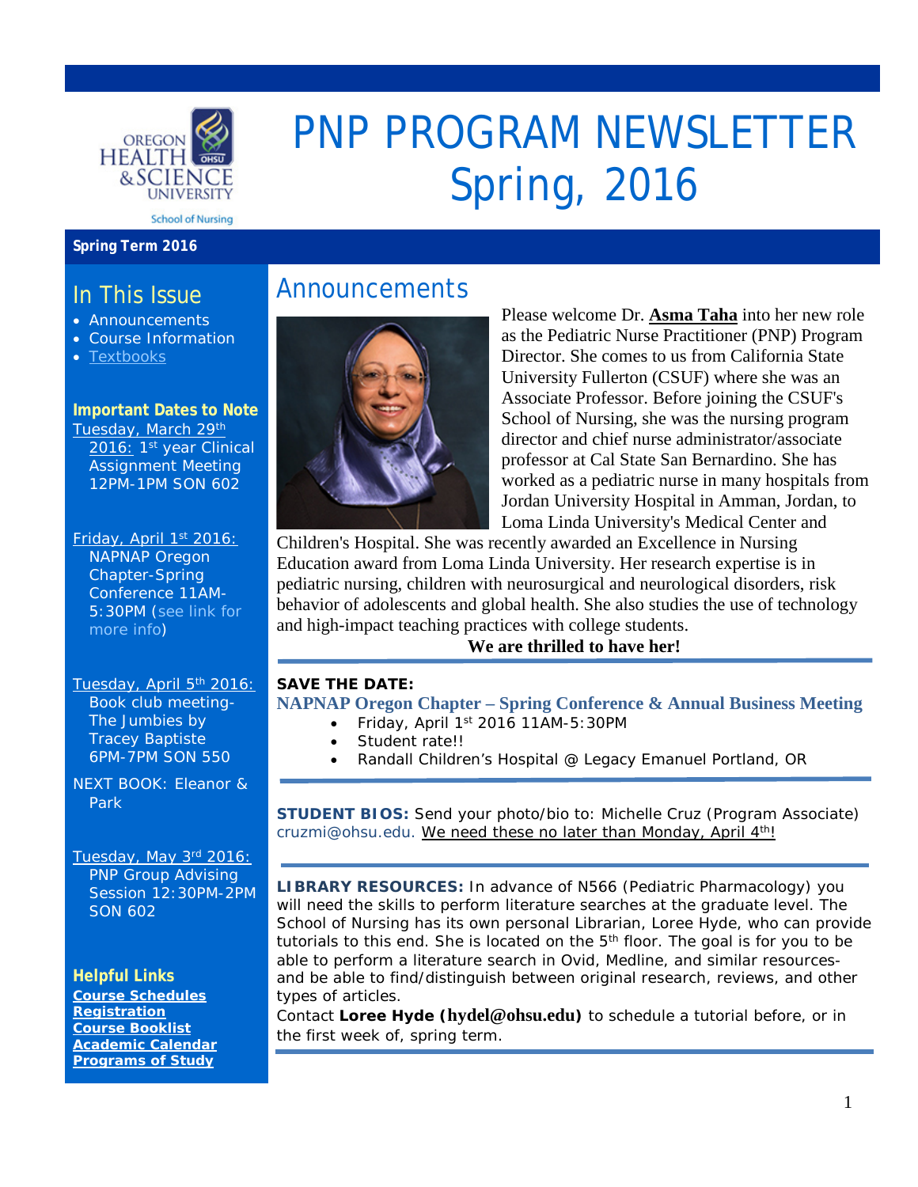# PNP PROGRAM NEWSLETTER Spring, 2016

Oregon Health & Science University School of Nursing

**Spring Term 2016**

## In This Issue

- Announcements
- Course Information
- Textbooks

### Important Dates to Note

Tuesday, March 29th 2016: 1st year Clinical Assignment Meeting 12PM-1PM SON 602

Friday, April 1st 2016: NAPNAP Oregon Chapter-Spring Conference 11AM-5:30PM (see link for more info)

Tuesday, April 5th 2016: Book club meeting-The Jumbies by Tracey Baptiste 6PM-7PM SON 550

NEXT BOOK: Eleanor & Park

Tuesday, May 3rd 2016: PNP Group Advising Session 12:30PM-2PM SON 602

### Helpful Links

**Course Schedules**
**Registration**
**Course Booklist**
**Academic Calendar**
**Programs of Study**

## Announcements

Please welcome Dr. **Asma Taha** into her new role as the Pediatric Nurse Practitioner (PNP) Program Director. She comes to us from California State University Fullerton (CSUF) where she was an Associate Professor. Before joining the CSUF's School of Nursing, she was the nursing program director and chief nurse administrator/associate professor at Cal State San Bernardino. She has worked as a pediatric nurse in many hospitals from Jordan University Hospital in Amman, Jordan, to Loma Linda University's Medical Center and Children's Hospital. She was recently awarded an Excellence in Nursing Education award from Loma Linda University. Her research expertise is in pediatric nursing, children with neurosurgical and neurological disorders, risk behavior of adolescents and global health. She also studies the use of technology and high-impact teaching practices with college students.

**We are thrilled to have her!**

**SAVE THE DATE:**

**NAPNAP Oregon Chapter – Spring Conference & Annual Business Meeting**

- Friday, April 1st 2016 11AM-5:30PM
- Student rate!!
- Randall Children's Hospital @ Legacy Emanuel Portland, OR

**STUDENT BIOS:** Send your photo/bio to: Michelle Cruz (Program Associate) cruzmi@ohsu.edu. We need these no later than Monday, April 4th!

**LIBRARY RESOURCES:** In advance of N566 (Pediatric Pharmacology) you will need the skills to perform literature searches at the graduate level. The School of Nursing has its own personal Librarian, Loree Hyde, who can provide tutorials to this end. She is located on the 5th floor. The goal is for you to be able to perform a literature search in Ovid, Medline, and similar resources- and be able to find/distinguish between original research, reviews, and other types of articles.

Contact **Loree Hyde (hydel@ohsu.edu)** to schedule a tutorial before, or in the first week of, spring term.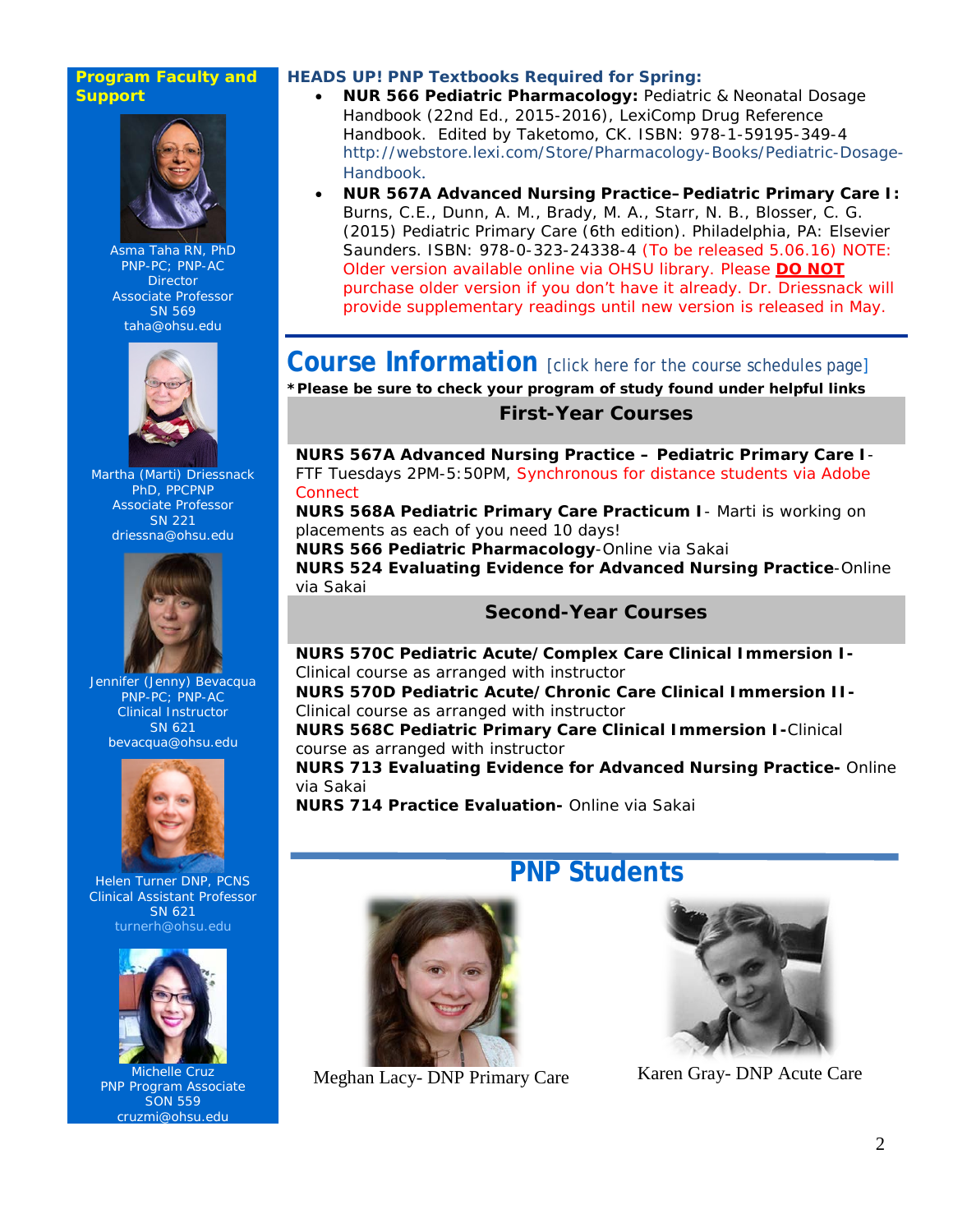## Program Faculty and Support

Asma Taha RN, PhD
PNP-PC; PNP-AC
Director
Associate Professor
SN 569
taha@ohsu.edu

Martha (Marti) Driessnack
PhD, PPCPNP
Associate Professor
SN 221
driessna@ohsu.edu

Jennifer (Jenny) Bevacqua
PNP-PC; PNP-AC
Clinical Instructor
SN 621
bevacqua@ohsu.edu

Helen Turner DNP, PCNS
Clinical Assistant Professor
SN 621
turnerh@ohsu.edu

Michelle Cruz
PNP Program Associate
SON 559
cruzmi@ohsu.edu

### HEADS UP! PNP Textbooks Required for Spring:

- **NUR 566 Pediatric Pharmacology:** Pediatric & Neonatal Dosage Handbook (22nd Ed., 2015-2016), LexiComp Drug Reference Handbook. Edited by Taketomo, CK. ISBN: 978-1-59195-349-4 http://webstore.lexi.com/Store/Pharmacology-Books/Pediatric-Dosage-Handbook.
- **NUR 567A Advanced Nursing Practice–Pediatric Primary Care I:** Burns, C.E., Dunn, A. M., Brady, M. A., Starr, N. B., Blosser, C. G. (2015) Pediatric Primary Care (6th edition). Philadelphia, PA: Elsevier Saunders. ISBN: 978-0-323-24338-4 (To be released 5.06.16) NOTE: Older version available online via OHSU library. Please **DO NOT** purchase older version if you don't have it already. Dr. Driessnack will provide supplementary readings until new version is released in May.

## Course Information [click here for the course schedules page]

***Please be sure to check your program of study found under helpful links**

### First-Year Courses

**NURS 567A Advanced Nursing Practice – Pediatric Primary Care I**-FTF Tuesdays 2PM-5:50PM, Synchronous for distance students via Adobe Connect
**NURS 568A Pediatric Primary Care Practicum I**- Marti is working on placements as each of you need 10 days!
**NURS 566 Pediatric Pharmacology**-Online via Sakai
**NURS 524 Evaluating Evidence for Advanced Nursing Practice**-Online via Sakai

### Second-Year Courses

**NURS 570C Pediatric Acute/Complex Care Clinical Immersion I-** Clinical course as arranged with instructor
**NURS 570D Pediatric Acute/Chronic Care Clinical Immersion II-** Clinical course as arranged with instructor
**NURS 568C Pediatric Primary Care Clinical Immersion I-**Clinical course as arranged with instructor
**NURS 713 Evaluating Evidence for Advanced Nursing Practice-** Online via Sakai
**NURS 714 Practice Evaluation-** Online via Sakai

## PNP Students

Meghan Lacy- DNP Primary Care

Karen Gray- DNP Acute Care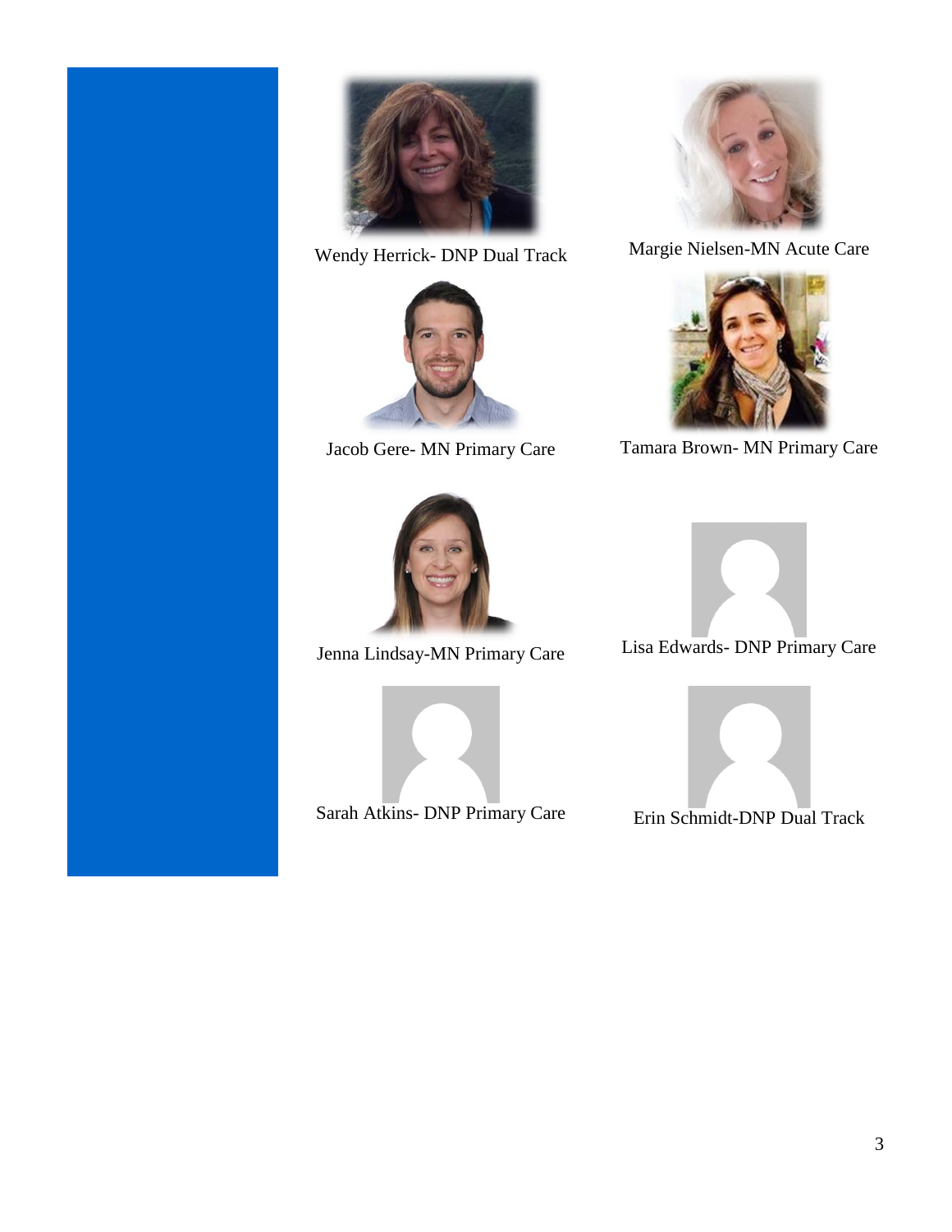Wendy Herrick- DNP Dual Track

Margie Nielsen-MN Acute Care

Jacob Gere- MN Primary Care

Tamara Brown- MN Primary Care

Jenna Lindsay-MN Primary Care

Lisa Edwards- DNP Primary Care

Sarah Atkins- DNP Primary Care

Erin Schmidt-DNP Dual Track